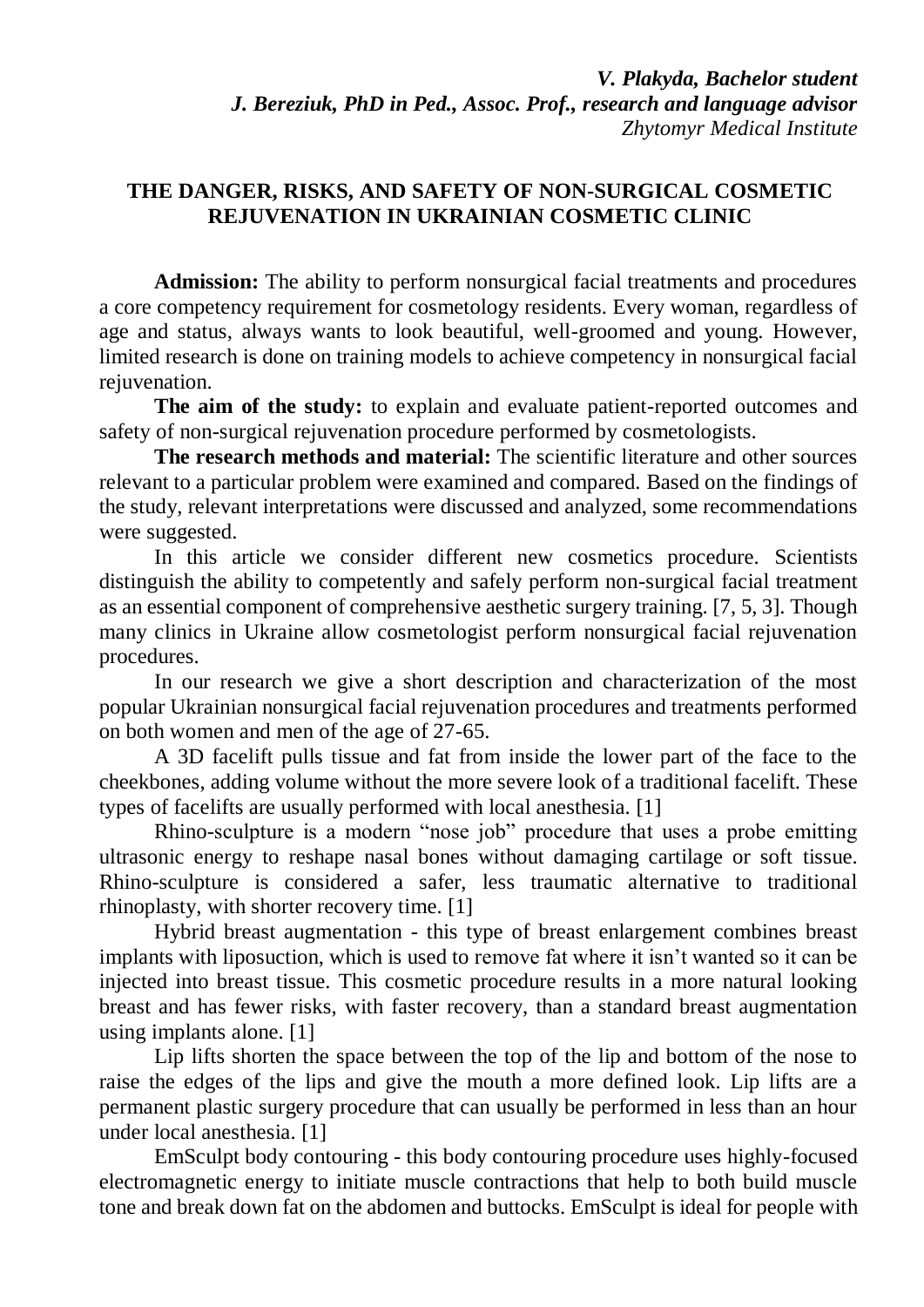***V. Plakyda, Bachelor student***
***J. Bereziuk, PhD in Ped., Assoc. Prof., research and language advisor***
*Zhytomyr Medical Institute*

## THE DANGER, RISKS, AND SAFETY OF NON-SURGICAL COSMETIC REJUVENATION IN UKRAINIAN COSMETIC CLINIC

**Admission:** The ability to perform nonsurgical facial treatments and procedures a core competency requirement for cosmetology residents. Every woman, regardless of age and status, always wants to look beautiful, well-groomed and young. However, limited research is done on training models to achieve competency in nonsurgical facial rejuvenation.

**The aim of the study:** to explain and evaluate patient-reported outcomes and safety of non-surgical rejuvenation procedure performed by cosmetologists.

**The research methods and material:** The scientific literature and other sources relevant to a particular problem were examined and compared. Based on the findings of the study, relevant interpretations were discussed and analyzed, some recommendations were suggested.

In this article we consider different new cosmetics procedure. Scientists distinguish the ability to competently and safely perform non-surgical facial treatment as an essential component of comprehensive aesthetic surgery training. [7, 5, 3]. Though many clinics in Ukraine allow cosmetologist perform nonsurgical facial rejuvenation procedures.

In our research we give a short description and characterization of the most popular Ukrainian nonsurgical facial rejuvenation procedures and treatments performed on both women and men of the age of 27-65.

A 3D facelift pulls tissue and fat from inside the lower part of the face to the cheekbones, adding volume without the more severe look of a traditional facelift. These types of facelifts are usually performed with local anesthesia. [1]

Rhino-sculpture is a modern "nose job" procedure that uses a probe emitting ultrasonic energy to reshape nasal bones without damaging cartilage or soft tissue. Rhino-sculpture is considered a safer, less traumatic alternative to traditional rhinoplasty, with shorter recovery time. [1]

Hybrid breast augmentation - this type of breast enlargement combines breast implants with liposuction, which is used to remove fat where it isn't wanted so it can be injected into breast tissue. This cosmetic procedure results in a more natural looking breast and has fewer risks, with faster recovery, than a standard breast augmentation using implants alone. [1]

Lip lifts shorten the space between the top of the lip and bottom of the nose to raise the edges of the lips and give the mouth a more defined look. Lip lifts are a permanent plastic surgery procedure that can usually be performed in less than an hour under local anesthesia. [1]

EmSculpt body contouring - this body contouring procedure uses highly-focused electromagnetic energy to initiate muscle contractions that help to both build muscle tone and break down fat on the abdomen and buttocks. EmSculpt is ideal for people with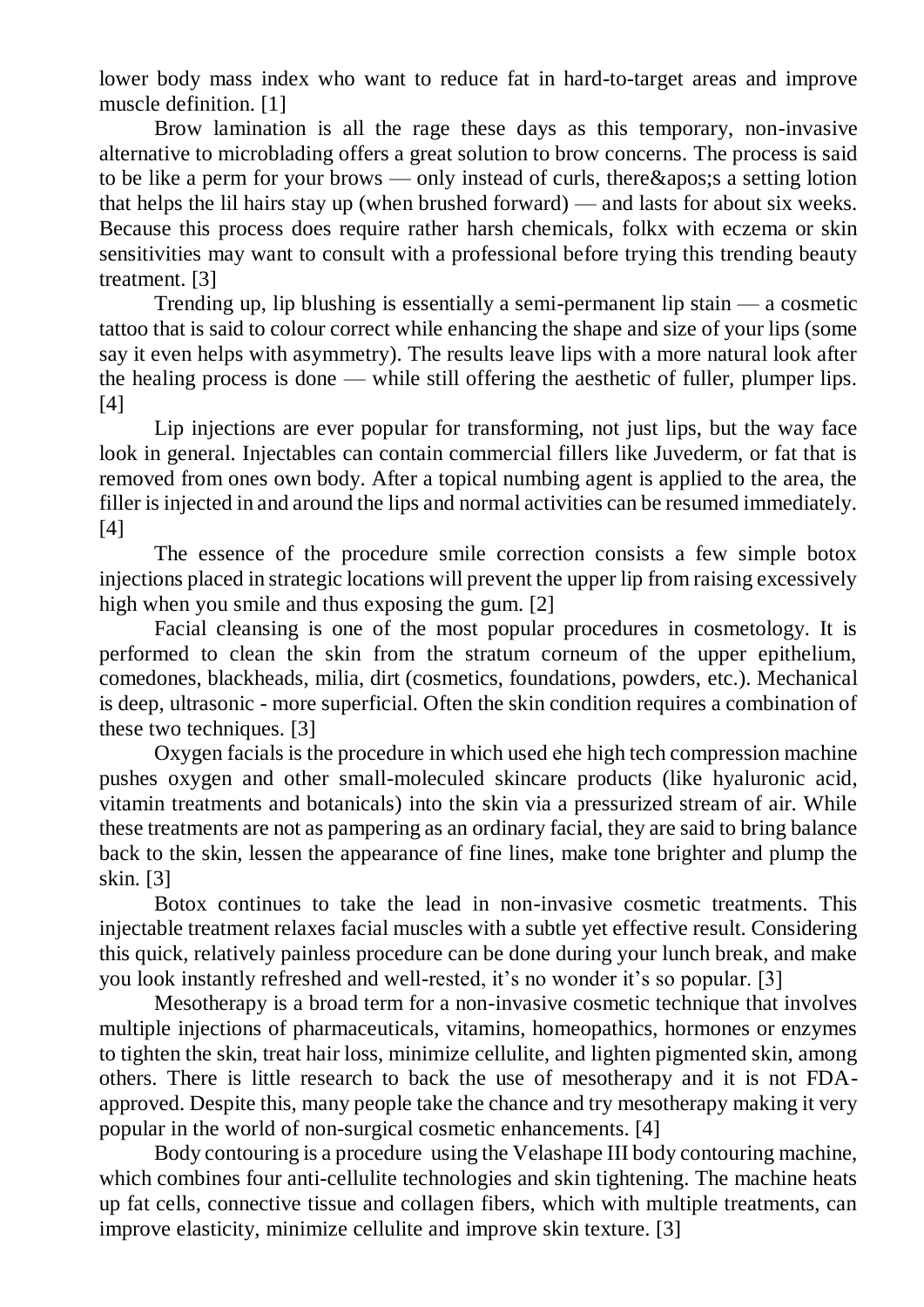lower body mass index who want to reduce fat in hard-to-target areas and improve muscle definition. [1]

Brow lamination is all the rage these days as this temporary, non-invasive alternative to microblading offers a great solution to brow concerns. The process is said to be like a perm for your brows — only instead of curls, there&apos;s a setting lotion that helps the lil hairs stay up (when brushed forward) — and lasts for about six weeks. Because this process does require rather harsh chemicals, folkx with eczema or skin sensitivities may want to consult with a professional before trying this trending beauty treatment. [3]

Trending up, lip blushing is essentially a semi-permanent lip stain — a cosmetic tattoo that is said to colour correct while enhancing the shape and size of your lips (some say it even helps with asymmetry). The results leave lips with a more natural look after the healing process is done — while still offering the aesthetic of fuller, plumper lips. [4]

Lip injections are ever popular for transforming, not just lips, but the way face look in general. Injectables can contain commercial fillers like Juvederm, or fat that is removed from ones own body. After a topical numbing agent is applied to the area, the filler is injected in and around the lips and normal activities can be resumed immediately. [4]

The essence of the procedure smile correction consists a few simple botox injections placed in strategic locations will prevent the upper lip from raising excessively high when you smile and thus exposing the gum. [2]

Facial cleansing is one of the most popular procedures in cosmetology. It is performed to clean the skin from the stratum corneum of the upper epithelium, comedones, blackheads, milia, dirt (cosmetics, foundations, powders, etc.). Mechanical is deep, ultrasonic - more superficial. Often the skin condition requires a combination of these two techniques. [3]

Oxygen facials is the procedure in which used ehe high tech compression machine pushes oxygen and other small-moleculed skincare products (like hyaluronic acid, vitamin treatments and botanicals) into the skin via a pressurized stream of air. While these treatments are not as pampering as an ordinary facial, they are said to bring balance back to the skin, lessen the appearance of fine lines, make tone brighter and plump the skin. [3]

Botox continues to take the lead in non-invasive cosmetic treatments. This injectable treatment relaxes facial muscles with a subtle yet effective result. Considering this quick, relatively painless procedure can be done during your lunch break, and make you look instantly refreshed and well-rested, it's no wonder it's so popular. [3]

Mesotherapy is a broad term for a non-invasive cosmetic technique that involves multiple injections of pharmaceuticals, vitamins, homeopathics, hormones or enzymes to tighten the skin, treat hair loss, minimize cellulite, and lighten pigmented skin, among others. There is little research to back the use of mesotherapy and it is not FDA-approved. Despite this, many people take the chance and try mesotherapy making it very popular in the world of non-surgical cosmetic enhancements. [4]

Body contouring is a procedure using the Velashape III body contouring machine, which combines four anti-cellulite technologies and skin tightening. The machine heats up fat cells, connective tissue and collagen fibers, which with multiple treatments, can improve elasticity, minimize cellulite and improve skin texture. [3]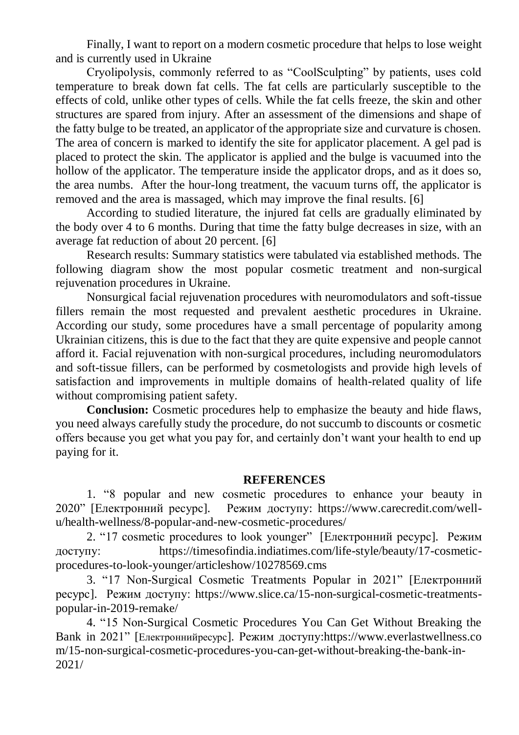Finally, I want to report on a modern cosmetic procedure that helps to lose weight and is currently used in Ukraine

Cryolipolysis, commonly referred to as “CoolSculpting” by patients, uses cold temperature to break down fat cells. The fat cells are particularly susceptible to the effects of cold, unlike other types of cells. While the fat cells freeze, the skin and other structures are spared from injury. After an assessment of the dimensions and shape of the fatty bulge to be treated, an applicator of the appropriate size and curvature is chosen. The area of concern is marked to identify the site for applicator placement. A gel pad is placed to protect the skin. The applicator is applied and the bulge is vacuumed into the hollow of the applicator. The temperature inside the applicator drops, and as it does so, the area numbs. After the hour-long treatment, the vacuum turns off, the applicator is removed and the area is massaged, which may improve the final results. [6]

According to studied literature, the injured fat cells are gradually eliminated by the body over 4 to 6 months. During that time the fatty bulge decreases in size, with an average fat reduction of about 20 percent. [6]

Research results: Summary statistics were tabulated via established methods. The following diagram show the most popular cosmetic treatment and non-surgical rejuvenation procedures in Ukraine.

Nonsurgical facial rejuvenation procedures with neuromodulators and soft-tissue fillers remain the most requested and prevalent aesthetic procedures in Ukraine. According our study, some procedures have a small percentage of popularity among Ukrainian citizens, this is due to the fact that they are quite expensive and people cannot afford it. Facial rejuvenation with non-surgical procedures, including neuromodulators and soft-tissue fillers, can be performed by cosmetologists and provide high levels of satisfaction and improvements in multiple domains of health-related quality of life without compromising patient safety.

**Conclusion:** Cosmetic procedures help to emphasize the beauty and hide flaws, you need always carefully study the procedure, do not succumb to discounts or cosmetic offers because you get what you pay for, and certainly don’t want your health to end up paying for it.

## REFERENCES

1. “8 popular and new cosmetic procedures to enhance your beauty in 2020” [Електронний ресурс]. Режим доступу: https://www.carecredit.com/well-u/health-wellness/8-popular-and-new-cosmetic-procedures/

2. “17 cosmetic procedures to look younger” [Електронний ресурс]. Режим доступу: https://timesofindia.indiatimes.com/life-style/beauty/17-cosmetic-procedures-to-look-younger/articleshow/10278569.cms

3. “17 Non-Surgical Cosmetic Treatments Popular in 2021” [Електронний ресурс]. Режим доступу: https://www.slice.ca/15-non-surgical-cosmetic-treatments-popular-in-2019-remake/

4. “15 Non-Surgical Cosmetic Procedures You Can Get Without Breaking the Bank in 2021” [Електроннийресурс]. Режим доступу:https://www.everlastwellness.com/15-non-surgical-cosmetic-procedures-you-can-get-without-breaking-the-bank-in-2021/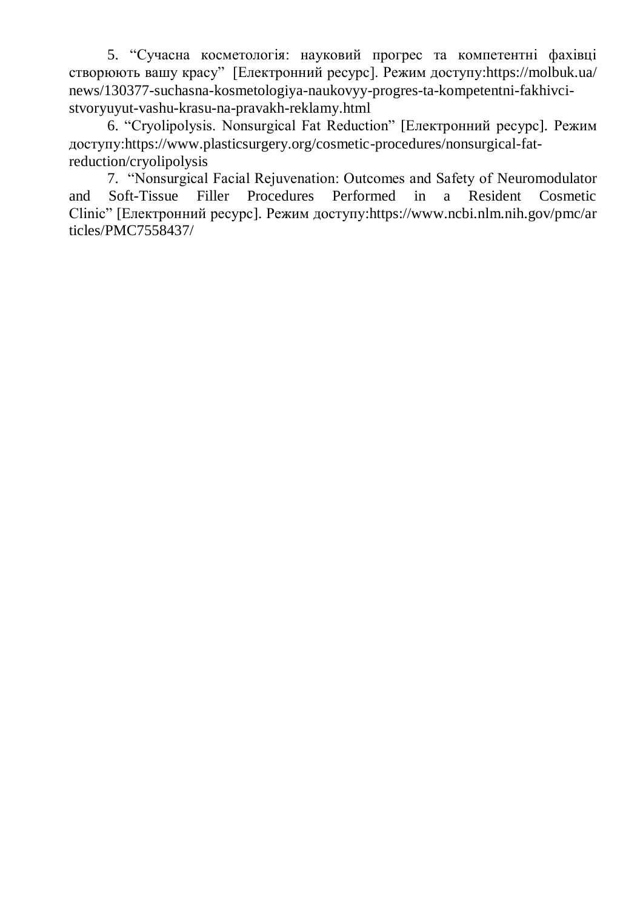5. “Сучасна косметологія: науковий прогрес та компетентні фахівці створюють вашу красу” [Електронний ресурс]. Режим доступу:https://molbuk.ua/news/130377-suchasna-kosmetologiya-naukovyy-progres-ta-kompetentni-fakhivci-stvoryuyut-vashu-krasu-na-pravakh-reklamy.html

6. “Cryolipolysis. Nonsurgical Fat Reduction” [Електронний ресурс]. Режим доступу:https://www.plasticsurgery.org/cosmetic-procedures/nonsurgical-fat-reduction/cryolipolysis

7. “Nonsurgical Facial Rejuvenation: Outcomes and Safety of Neuromodulator and Soft-Tissue Filler Procedures Performed in a Resident Cosmetic Clinic” [Електронний ресурс]. Режим доступу:https://www.ncbi.nlm.nih.gov/pmc/articles/PMC7558437/